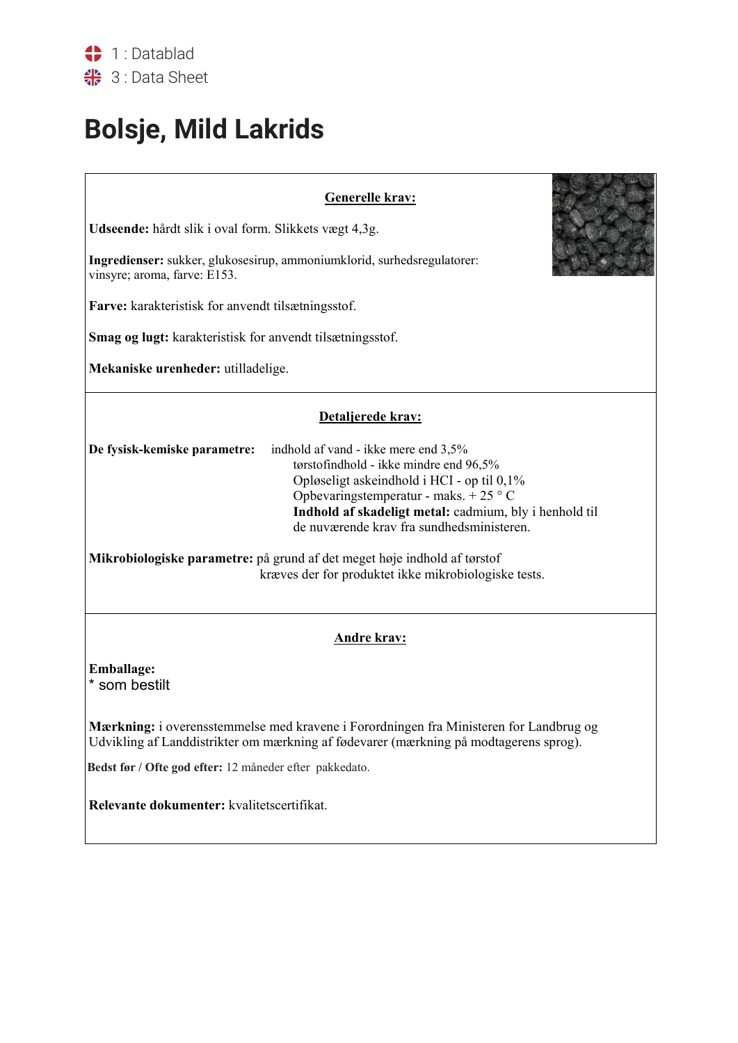1 : Datablad
3 : Data Sheet

# Bolsje, Mild Lakrids

## Generelle krav:

**Udseende:** hårdt slik i oval form. Slikkets vægt 4,3g.

**Ingredienser:** sukker, glukosesirup, ammoniumklorid, surhedsregulatorer: vinsyre; aroma, farve: E153.

**Farve:** karakteristisk for anvendt tilsætningsstof.

**Smag og lugt:** karakteristisk for anvendt tilsætningsstof.

**Mekaniske urenheder:** utilladelige.

## Detaljerede krav:

**De fysisk-kemiske parametre:** indhold af vand - ikke mere end 3,5%
tørstofindhold - ikke mindre end 96,5%
Opløseligt askeindhold i HCI - op til 0,1%
Opbevaringstemperatur - maks. + 25 ° C
**Indhold af skadeligt metal:** cadmium, bly i henhold til de nuværende krav fra sundhedsministeren.

**Mikrobiologiske parametre:** på grund af det meget høje indhold af tørstof kræves der for produktet ikke mikrobiologiske tests.

## Andre krav:

**Emballage:**
* som bestilt

**Mærkning:** i overensstemmelse med kravene i Forordningen fra Ministeren for Landbrug og Udvikling af Landdistrikter om mærkning af fødevarer (mærkning på modtagerens sprog).

**Bedst før / Ofte god efter:** 12 måneder efter pakkedato.

**Relevante dokumenter:** kvalitetscertifikat.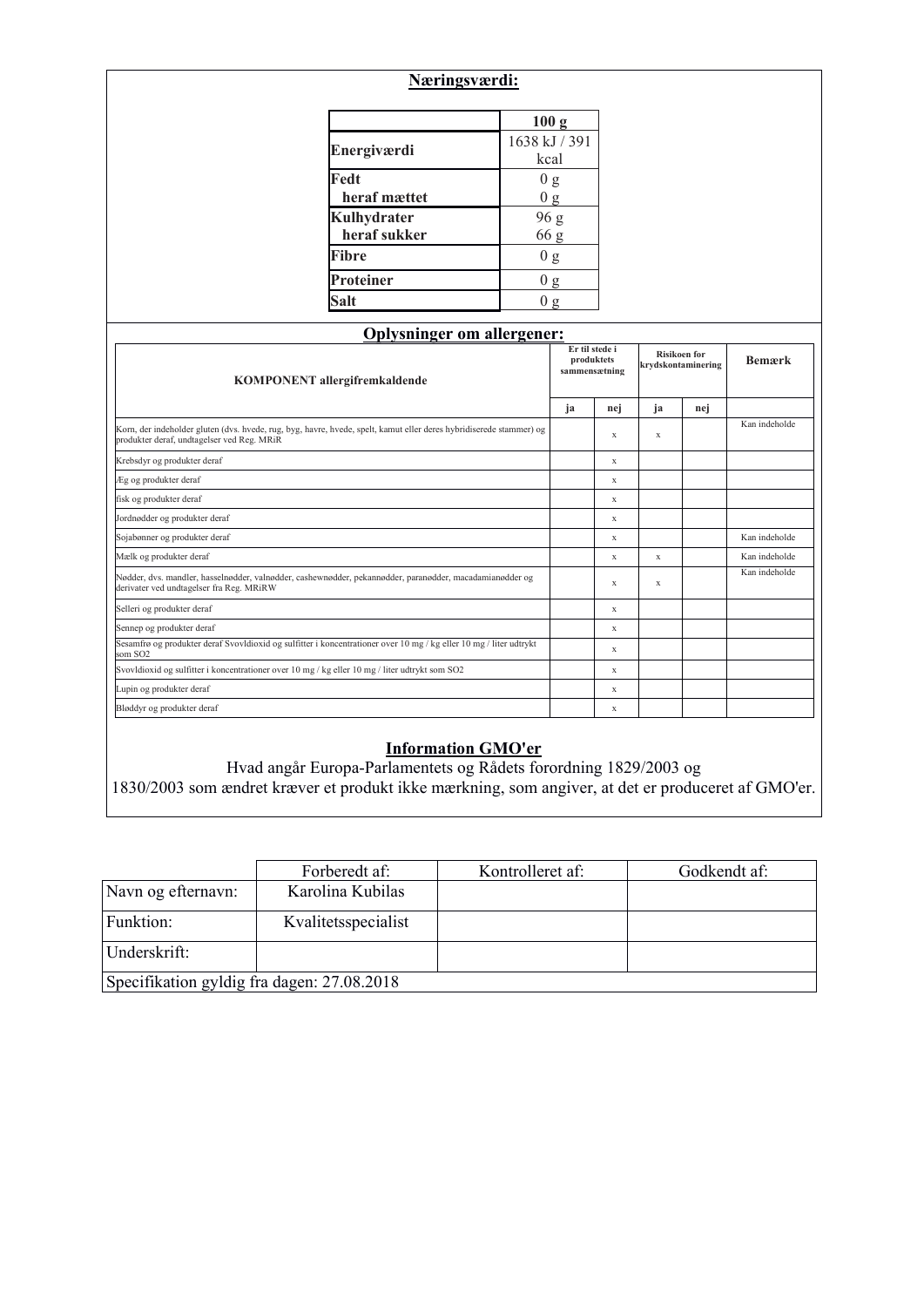## Næringsværdi:

| | 100 g |
|---|---|
| **Energiværdi** | 1638 kJ / 391 kcal |
| **Fedt** | 0 g |
| **heraf mættet** | 0 g |
| **Kulhydrater** | 96 g |
| **heraf sukker** | 66 g |
| **Fibre** | 0 g |
| **Proteiner** | 0 g |
| **Salt** | 0 g |

## Oplysninger om allergener:

| KOMPONENT allergifremkaldende | Er til stede i produktets sammensætning | | Risikoen for krydskontaminering | | Bemærk |
|---|---|---|---|---|---|
| | ja | nej | ja | nej | |
| Korn, der indeholder gluten (dvs. hvede, rug, byg, havre, hvede, spelt, kamut eller deres hybridiserede stammer) og produkter deraf, undtagelser ved Reg. MRiR | | x | x | | Kan indeholde |
| Krebsdyr og produkter deraf | | x | | | |
| Æg og produkter deraf | | x | | | |
| fisk og produkter deraf | | x | | | |
| Jordnødder og produkter deraf | | x | | | |
| Sojabønner og produkter deraf | | x | | | Kan indeholde |
| Mælk og produkter deraf | | x | x | | Kan indeholde |
| Nødder, dvs. mandler, hasselnødder, valnødder, cashewnødder, pekannødder, paranødder, macadamianødder og derivater ved undtagelser fra Reg. MRiRW | | x | x | | Kan indeholde |
| Selleri og produkter deraf | | x | | | |
| Sennep og produkter deraf | | x | | | |
| Sesamfrø og produkter deraf Svovldioxid og sulfitter i koncentrationer over 10 mg / kg eller 10 mg / liter udtrykt som SO2 | | x | | | |
| Svovldioxid og sulfitter i koncentrationer over 10 mg / kg eller 10 mg / liter udtrykt som SO2 | | x | | | |
| Lupin og produkter deraf | | x | | | |
| Bløddyr og produkter deraf | | x | | | |

## Information GMO'er

Hvad angår Europa-Parlamentets og Rådets forordning 1829/2003 og 1830/2003 som ændret kræver et produkt ikke mærkning, som angiver, at det er produceret af GMO'er.

| | Forberedt af: | Kontrolleret af: | Godkendt af: |
|---|---|---|---|
| Navn og efternavn: | Karolina Kubilas | | |
| Funktion: | Kvalitetsspecialist | | |
| Underskrift: | | | |
| Specifikation gyldig fra dagen: 27.08.2018 | | | |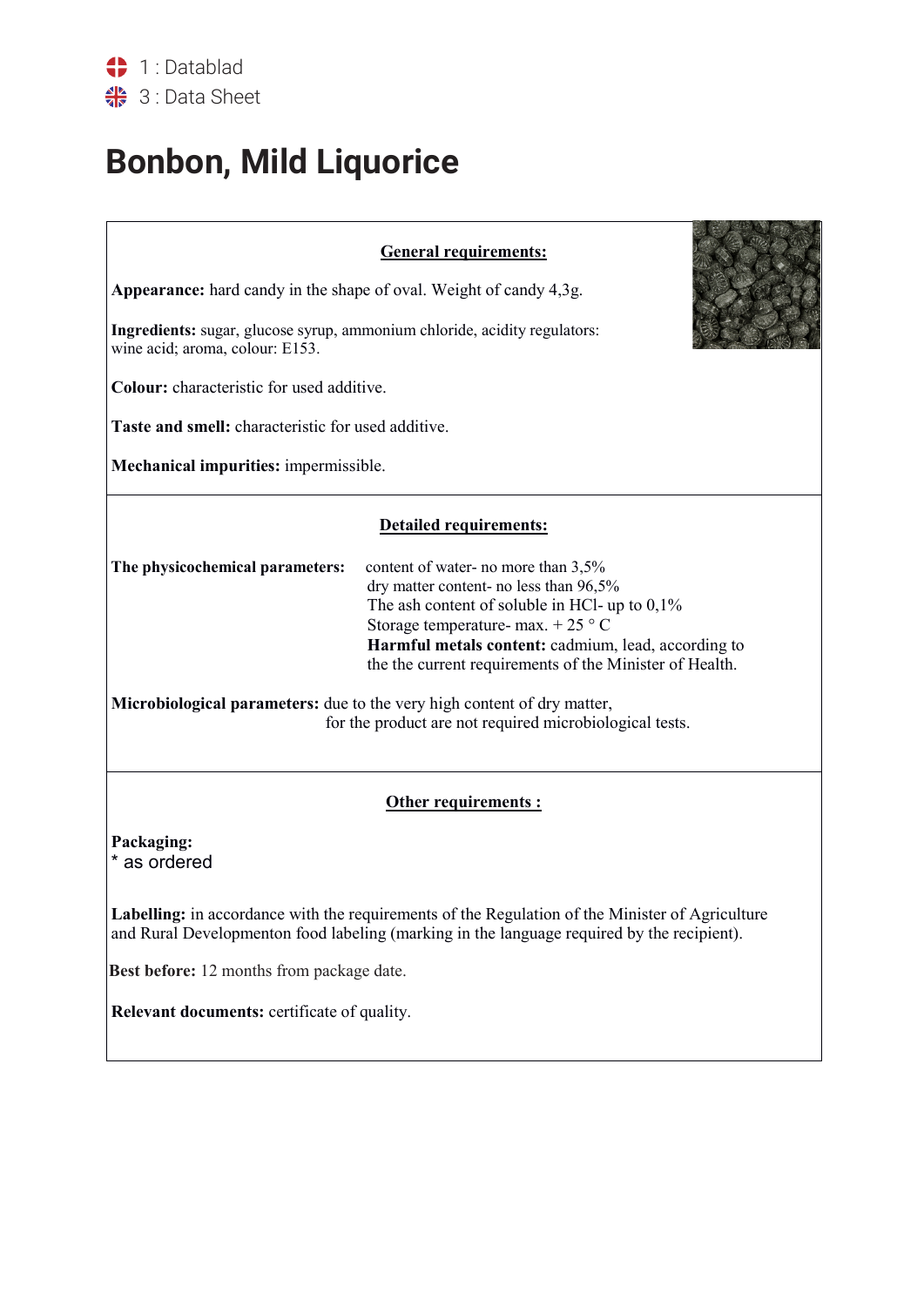1 : Datablad
3 : Data Sheet

# Bonbon, Mild Liquorice

## General requirements:

**Appearance:** hard candy in the shape of oval. Weight of candy 4,3g.

**Ingredients:** sugar, glucose syrup, ammonium chloride, acidity regulators: wine acid; aroma, colour: E153.

**Colour:** characteristic for used additive.

**Taste and smell:** characteristic for used additive.

**Mechanical impurities:** impermissible.

## Detailed requirements:

**The physicochemical parameters:**
content of water- no more than 3,5%
dry matter content- no less than 96,5%
The ash content of soluble in HCl- up to 0,1%
Storage temperature- max. + 25 ° C
**Harmful metals content:** cadmium, lead, according to the the current requirements of the Minister of Health.

**Microbiological parameters:** due to the very high content of dry matter, for the product are not required microbiological tests.

## Other requirements :

**Packaging:**
* as ordered

**Labelling:** in accordance with the requirements of the Regulation of the Minister of Agriculture and Rural Developmenton food labeling (marking in the language required by the recipient).

**Best before:** 12 months from package date.

**Relevant documents:** certificate of quality.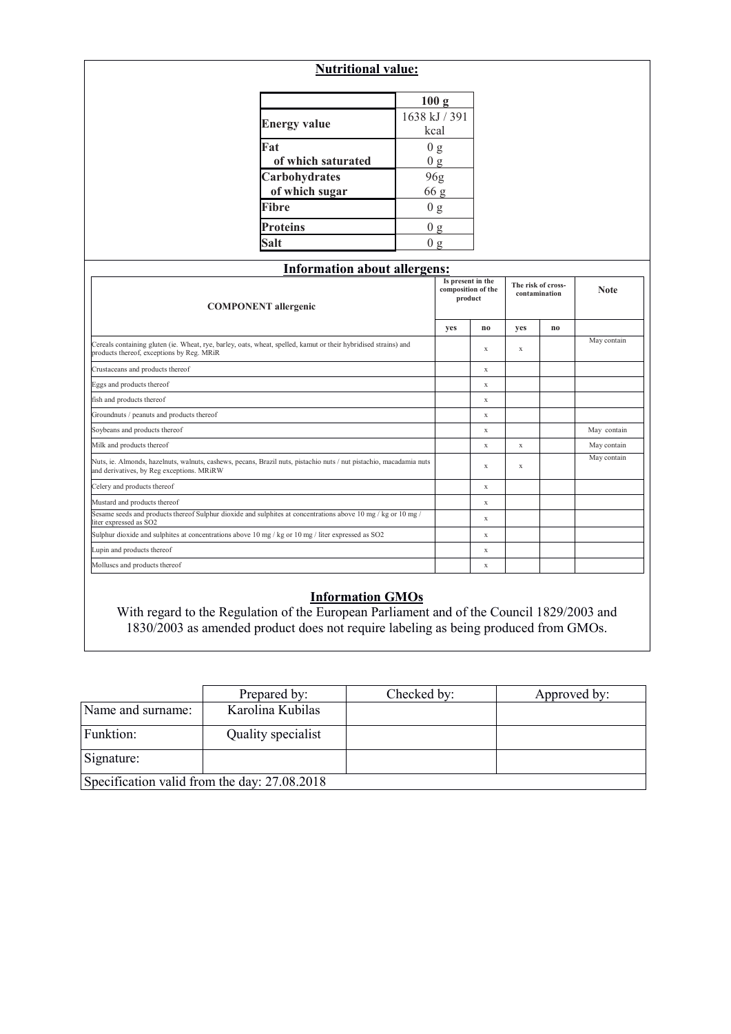## Nutritional value:

| | 100 g |
|---|---|
| **Energy value** | 1638 kJ / 391 kcal |
| **Fat** | 0 g |
| **of which saturated** | 0 g |
| **Carbohydrates** | 96g |
| **of which sugar** | 66 g |
| **Fibre** | 0 g |
| **Proteins** | 0 g |
| **Salt** | 0 g |

## Information about allergens:

| COMPONENT allergenic | Is present in the composition of the product | | The risk of cross-contamination | | Note |
|---|---|---|---|---|---|
| | yes | no | yes | no | |
| Cereals containing gluten (ie. Wheat, rye, barley, oats, wheat, spelled, kamut or their hybridised strains) and products thereof, exceptions by Reg. MRiR | | x | x | | May contain |
| Crustaceans and products thereof | | x | | | |
| Eggs and products thereof | | x | | | |
| fish and products thereof | | x | | | |
| Groundnuts / peanuts and products thereof | | x | | | |
| Soybeans and products thereof | | x | | | May contain |
| Milk and products thereof | | x | x | | May contain |
| Nuts, ie. Almonds, hazelnuts, walnuts, cashews, pecans, Brazil nuts, pistachio nuts / nut pistachio, macadamia nuts and derivatives, by Reg exceptions. MRiRW | | x | x | | May contain |
| Celery and products thereof | | x | | | |
| Mustard and products thereof | | x | | | |
| Sesame seeds and products thereof Sulphur dioxide and sulphites at concentrations above 10 mg / kg or 10 mg / liter expressed as SO2 | | x | | | |
| Sulphur dioxide and sulphites at concentrations above 10 mg / kg or 10 mg / liter expressed as SO2 | | x | | | |
| Lupin and products thereof | | x | | | |
| Molluscs and products thereof | | x | | | |

## Information GMOs

With regard to the Regulation of the European Parliament and of the Council 1829/2003 and 1830/2003 as amended product does not require labeling as being produced from GMOs.

| | Prepared by: | Checked by: | Approved by: |
|---|---|---|---|
| Name and surname: | Karolina Kubilas | | |
| Funktion: | Quality specialist | | |
| Signature: | | | |
| Specification valid from the day: 27.08.2018 | | | |